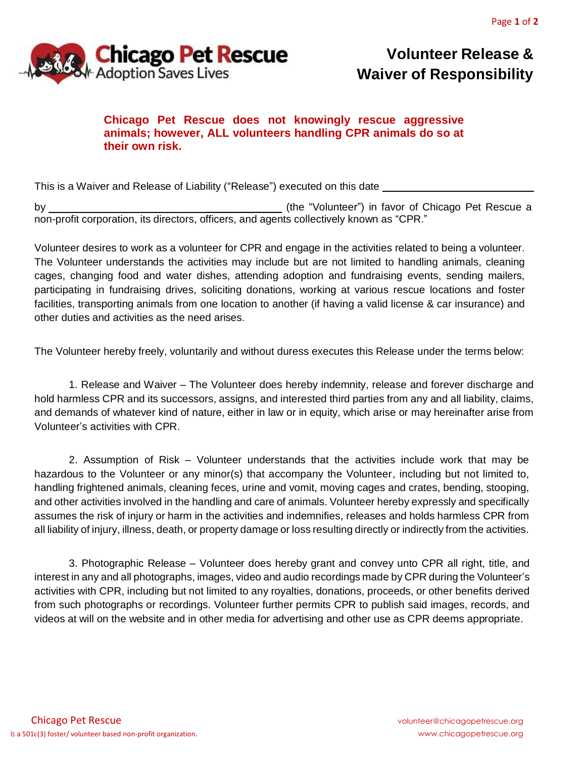# Volunteer Release & Waiver of Responsibility

**Chicago Pet Rescue does not knowingly rescue aggressive animals; however, ALL volunteers handling CPR animals do so at their own risk.**

This is a Waiver and Release of Liability ("Release") executed on this date ______________________

by ______________________________ (the "Volunteer") in favor of Chicago Pet Rescue a non-profit corporation, its directors, officers, and agents collectively known as "CPR."

Volunteer desires to work as a volunteer for CPR and engage in the activities related to being a volunteer. The Volunteer understands the activities may include but are not limited to handling animals, cleaning cages, changing food and water dishes, attending adoption and fundraising events, sending mailers, participating in fundraising drives, soliciting donations, working at various rescue locations and foster facilities, transporting animals from one location to another (if having a valid license & car insurance) and other duties and activities as the need arises.

The Volunteer hereby freely, voluntarily and without duress executes this Release under the terms below:

1. Release and Waiver – The Volunteer does hereby indemnity, release and forever discharge and hold harmless CPR and its successors, assigns, and interested third parties from any and all liability, claims, and demands of whatever kind of nature, either in law or in equity, which arise or may hereinafter arise from Volunteer's activities with CPR.

2. Assumption of Risk – Volunteer understands that the activities include work that may be hazardous to the Volunteer or any minor(s) that accompany the Volunteer, including but not limited to, handling frightened animals, cleaning feces, urine and vomit, moving cages and crates, bending, stooping, and other activities involved in the handling and care of animals. Volunteer hereby expressly and specifically assumes the risk of injury or harm in the activities and indemnifies, releases and holds harmless CPR from all liability of injury, illness, death, or property damage or loss resulting directly or indirectly from the activities.

3. Photographic Release – Volunteer does hereby grant and convey unto CPR all right, title, and interest in any and all photographs, images, video and audio recordings made by CPR during the Volunteer's activities with CPR, including but not limited to any royalties, donations, proceeds, or other benefits derived from such photographs or recordings. Volunteer further permits CPR to publish said images, records, and videos at will on the website and in other media for advertising and other use as CPR deems appropriate.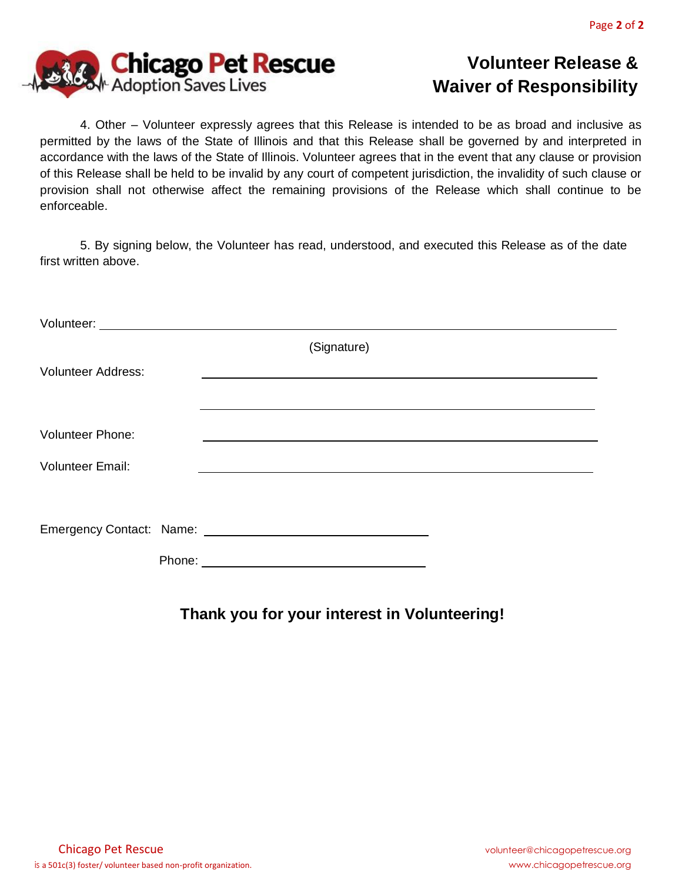# Volunteer Release & Waiver of Responsibility

4. Other – Volunteer expressly agrees that this Release is intended to be as broad and inclusive as permitted by the laws of the State of Illinois and that this Release shall be governed by and interpreted in accordance with the laws of the State of Illinois. Volunteer agrees that in the event that any clause or provision of this Release shall be held to be invalid by any court of competent jurisdiction, the invalidity of such clause or provision shall not otherwise affect the remaining provisions of the Release which shall continue to be enforceable.

5. By signing below, the Volunteer has read, understood, and executed this Release as of the date first written above.

Volunteer: ______________________________________________

(Signature)

Volunteer Address: ______________________________________________

______________________________________________

Volunteer Phone: ______________________________________________

Volunteer Email: ______________________________________________

Emergency Contact: Name: ______________________________

Phone: ______________________________

**Thank you for your interest in Volunteering!**

Chicago Pet Rescue
is a 501c(3) foster/ volunteer based non-profit organization.

volunteer@chicagopetrescue.org
www.chicagopetrescue.org